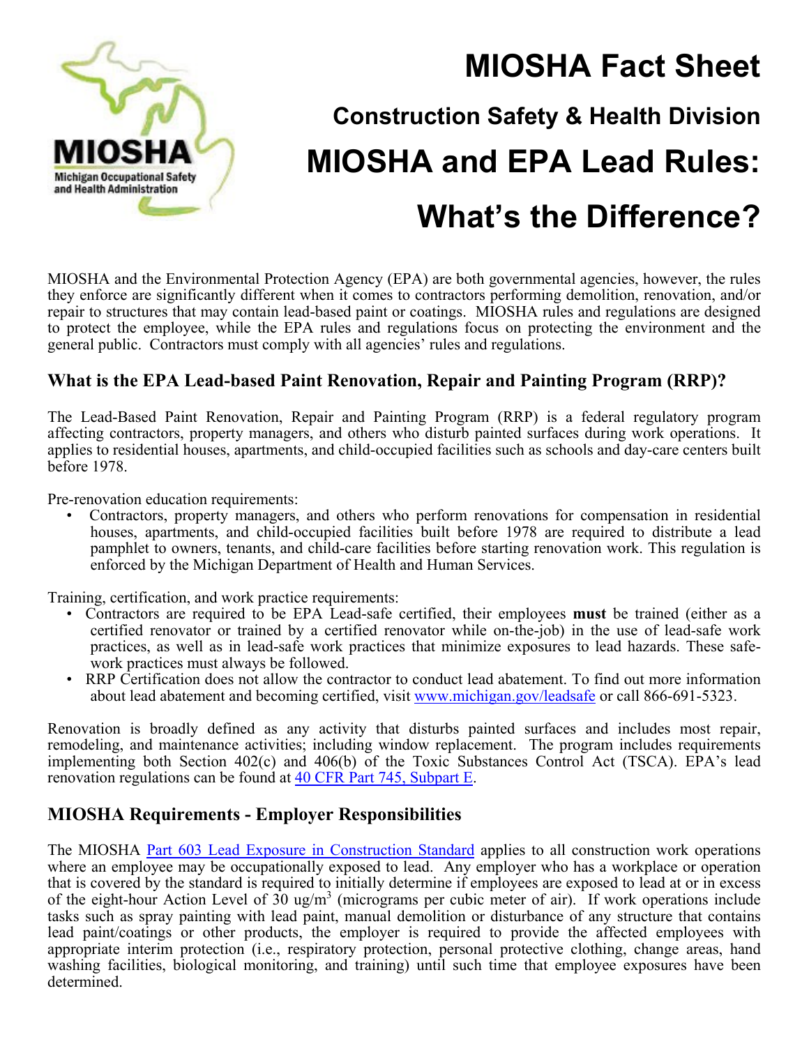# MIOSHA Fact Sheet

## Construction Safety & Health Division

# MIOSHA and EPA Lead Rules: What's the Difference?

MIOSHA and the Environmental Protection Agency (EPA) are both governmental agencies, however, the rules they enforce are significantly different when it comes to contractors performing demolition, renovation, and/or repair to structures that may contain lead-based paint or coatings. MIOSHA rules and regulations are designed to protect the employee, while the EPA rules and regulations focus on protecting the environment and the general public. Contractors must comply with all agencies' rules and regulations.

### What is the EPA Lead-based Paint Renovation, Repair and Painting Program (RRP)?

The Lead-Based Paint Renovation, Repair and Painting Program (RRP) is a federal regulatory program affecting contractors, property managers, and others who disturb painted surfaces during work operations. It applies to residential houses, apartments, and child-occupied facilities such as schools and day-care centers built before 1978.

Pre-renovation education requirements:

- Contractors, property managers, and others who perform renovations for compensation in residential houses, apartments, and child-occupied facilities built before 1978 are required to distribute a lead pamphlet to owners, tenants, and child-care facilities before starting renovation work. This regulation is enforced by the Michigan Department of Health and Human Services.

Training, certification, and work practice requirements:

- Contractors are required to be EPA Lead-safe certified, their employees **must** be trained (either as a certified renovator or trained by a certified renovator while on-the-job) in the use of lead-safe work practices, as well as in lead-safe work practices that minimize exposures to lead hazards. These safe-work practices must always be followed.
- RRP Certification does not allow the contractor to conduct lead abatement. To find out more information about lead abatement and becoming certified, visit [www.michigan.gov/leadsafe](www.michigan.gov/leadsafe) or call 866-691-5323.

Renovation is broadly defined as any activity that disturbs painted surfaces and includes most repair, remodeling, and maintenance activities; including window replacement. The program includes requirements implementing both Section 402(c) and 406(b) of the Toxic Substances Control Act (TSCA). EPA's lead renovation regulations can be found at 40 CFR Part 745, Subpart E.

### MIOSHA Requirements - Employer Responsibilities

The MIOSHA Part 603 Lead Exposure in Construction Standard applies to all construction work operations where an employee may be occupationally exposed to lead. Any employer who has a workplace or operation that is covered by the standard is required to initially determine if employees are exposed to lead at or in excess of the eight-hour Action Level of 30 ug/m$^3$ (micrograms per cubic meter of air). If work operations include tasks such as spray painting with lead paint, manual demolition or disturbance of any structure that contains lead paint/coatings or other products, the employer is required to provide the affected employees with appropriate interim protection (i.e., respiratory protection, personal protective clothing, change areas, hand washing facilities, biological monitoring, and training) until such time that employee exposures have been determined.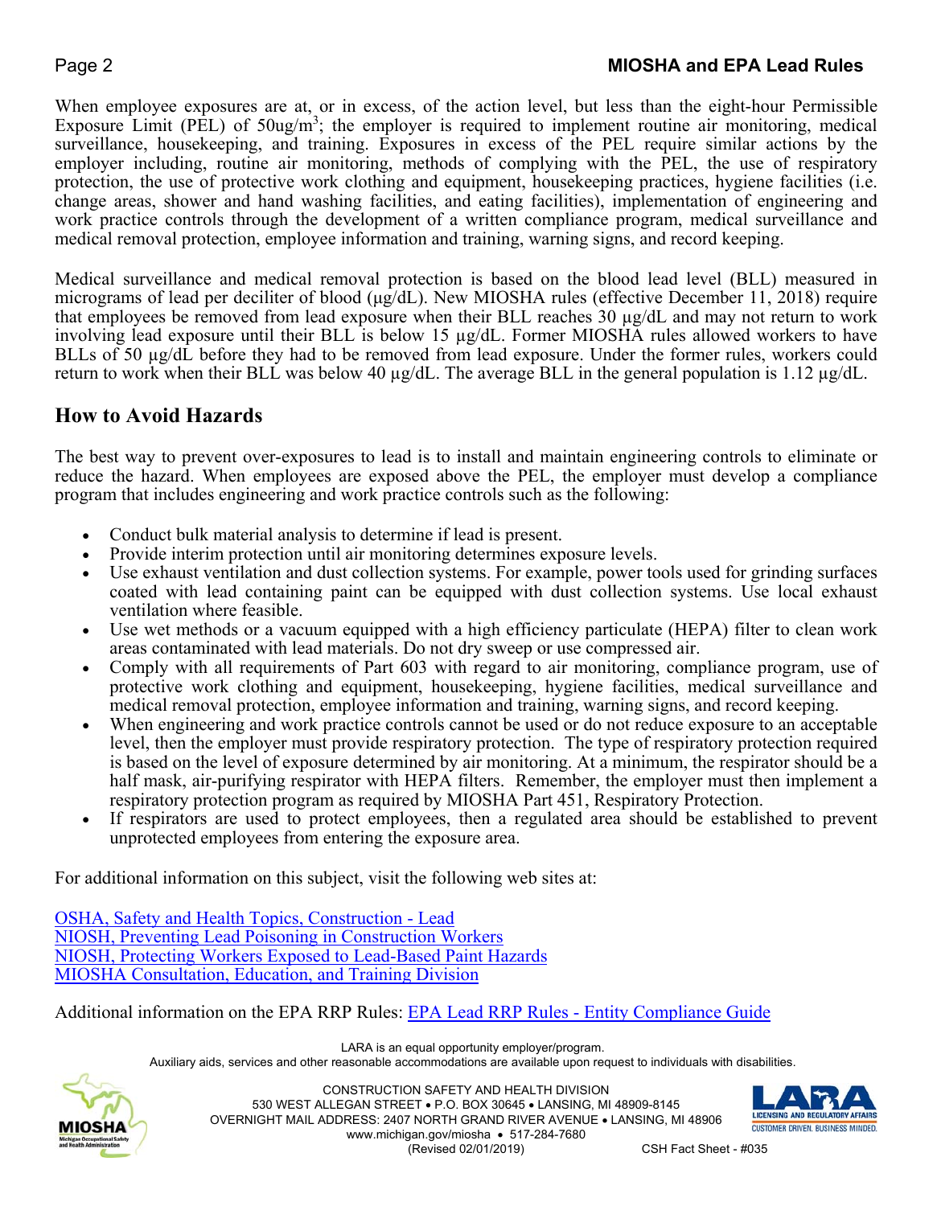When employee exposures are at, or in excess, of the action level, but less than the eight-hour Permissible Exposure Limit (PEL) of 50ug/$m^3$; the employer is required to implement routine air monitoring, medical surveillance, housekeeping, and training. Exposures in excess of the PEL require similar actions by the employer including, routine air monitoring, methods of complying with the PEL, the use of respiratory protection, the use of protective work clothing and equipment, housekeeping practices, hygiene facilities (i.e. change areas, shower and hand washing facilities, and eating facilities), implementation of engineering and work practice controls through the development of a written compliance program, medical surveillance and medical removal protection, employee information and training, warning signs, and record keeping.

Medical surveillance and medical removal protection is based on the blood lead level (BLL) measured in micrograms of lead per deciliter of blood (µg/dL). New MIOSHA rules (effective December 11, 2018) require that employees be removed from lead exposure when their BLL reaches 30 µg/dL and may not return to work involving lead exposure until their BLL is below 15 µg/dL. Former MIOSHA rules allowed workers to have BLLs of 50 µg/dL before they had to be removed from lead exposure. Under the former rules, workers could return to work when their BLL was below 40 µg/dL. The average BLL in the general population is 1.12 µg/dL.

## How to Avoid Hazards

The best way to prevent over-exposures to lead is to install and maintain engineering controls to eliminate or reduce the hazard. When employees are exposed above the PEL, the employer must develop a compliance program that includes engineering and work practice controls such as the following:

- Conduct bulk material analysis to determine if lead is present.
- Provide interim protection until air monitoring determines exposure levels.
- Use exhaust ventilation and dust collection systems. For example, power tools used for grinding surfaces coated with lead containing paint can be equipped with dust collection systems. Use local exhaust ventilation where feasible.
- Use wet methods or a vacuum equipped with a high efficiency particulate (HEPA) filter to clean work areas contaminated with lead materials. Do not dry sweep or use compressed air.
- Comply with all requirements of Part 603 with regard to air monitoring, compliance program, use of protective work clothing and equipment, housekeeping, hygiene facilities, medical surveillance and medical removal protection, employee information and training, warning signs, and record keeping.
- When engineering and work practice controls cannot be used or do not reduce exposure to an acceptable level, then the employer must provide respiratory protection. The type of respiratory protection required is based on the level of exposure determined by air monitoring. At a minimum, the respirator should be a half mask, air-purifying respirator with HEPA filters. Remember, the employer must then implement a respiratory protection program as required by MIOSHA Part 451, Respiratory Protection.
- If respirators are used to protect employees, then a regulated area should be established to prevent unprotected employees from entering the exposure area.

For additional information on this subject, visit the following web sites at:

OSHA, Safety and Health Topics, Construction - Lead
NIOSH, Preventing Lead Poisoning in Construction Workers
NIOSH, Protecting Workers Exposed to Lead-Based Paint Hazards
MIOSHA Consultation, Education, and Training Division

Additional information on the EPA RRP Rules: EPA Lead RRP Rules - Entity Compliance Guide

LARA is an equal opportunity employer/program.
Auxiliary aids, services and other reasonable accommodations are available upon request to individuals with disabilities.

CONSTRUCTION SAFETY AND HEALTH DIVISION
530 WEST ALLEGAN STREET • P.O. BOX 30645 • LANSING, MI 48909-8145
OVERNIGHT MAIL ADDRESS: 2407 NORTH GRAND RIVER AVENUE • LANSING, MI 48906
www.michigan.gov/miosha • 517-284-7680
(Revised 02/01/2019) CSH Fact Sheet - #035